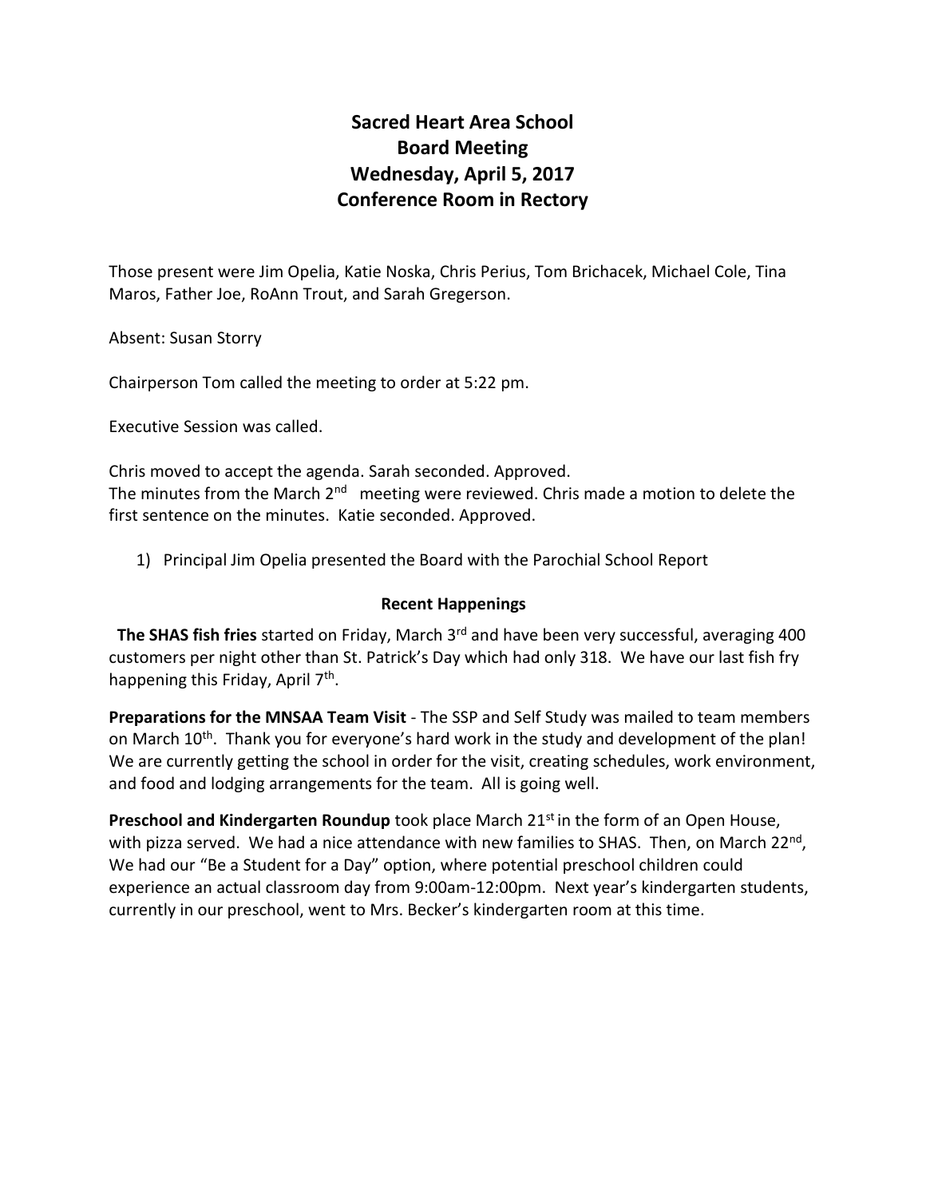# Sacred Heart Area School
## Board Meeting
## Wednesday, April 5, 2017
## Conference Room in Rectory

Those present were Jim Opelia, Katie Noska, Chris Perius, Tom Brichacek, Michael Cole, Tina Maros, Father Joe, RoAnn Trout, and Sarah Gregerson.

Absent: Susan Storry

Chairperson Tom called the meeting to order at 5:22 pm.

Executive Session was called.

Chris moved to accept the agenda. Sarah seconded. Approved.
The minutes from the March 2nd meeting were reviewed. Chris made a motion to delete the first sentence on the minutes. Katie seconded. Approved.

1) Principal Jim Opelia presented the Board with the Parochial School Report

### Recent Happenings

**The SHAS fish fries** started on Friday, March 3rd and have been very successful, averaging 400 customers per night other than St. Patrick's Day which had only 318. We have our last fish fry happening this Friday, April 7th.

**Preparations for the MNSAA Team Visit** - The SSP and Self Study was mailed to team members on March 10th. Thank you for everyone's hard work in the study and development of the plan! We are currently getting the school in order for the visit, creating schedules, work environment, and food and lodging arrangements for the team. All is going well.

**Preschool and Kindergarten Roundup** took place March 21st in the form of an Open House, with pizza served. We had a nice attendance with new families to SHAS. Then, on March 22nd, We had our "Be a Student for a Day" option, where potential preschool children could experience an actual classroom day from 9:00am-12:00pm. Next year's kindergarten students, currently in our preschool, went to Mrs. Becker's kindergarten room at this time.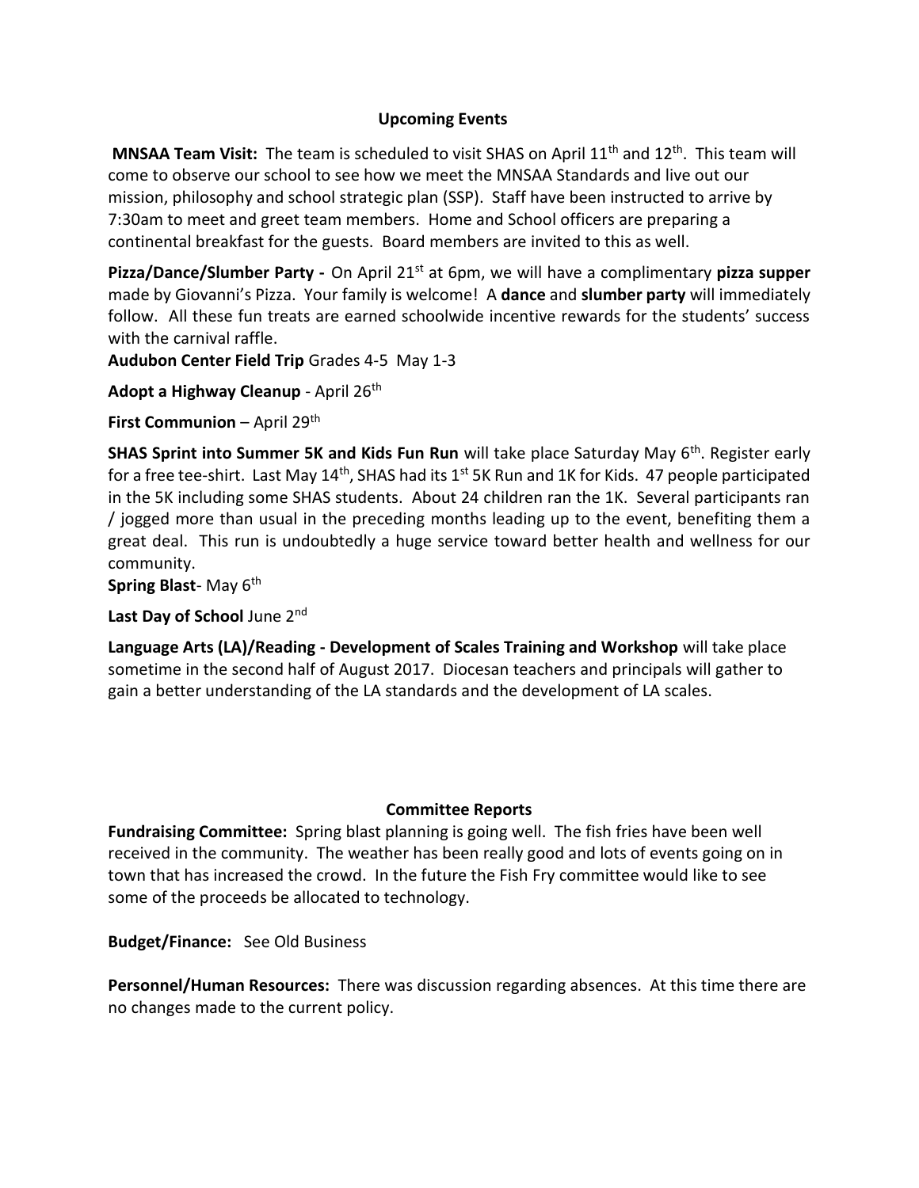## Upcoming Events

**MNSAA Team Visit:** The team is scheduled to visit SHAS on April 11th and 12th. This team will come to observe our school to see how we meet the MNSAA Standards and live out our mission, philosophy and school strategic plan (SSP). Staff have been instructed to arrive by 7:30am to meet and greet team members. Home and School officers are preparing a continental breakfast for the guests. Board members are invited to this as well.

**Pizza/Dance/Slumber Party -** On April 21st at 6pm, we will have a complimentary **pizza supper** made by Giovanni's Pizza. Your family is welcome! A **dance** and **slumber party** will immediately follow. All these fun treats are earned schoolwide incentive rewards for the students' success with the carnival raffle.

**Audubon Center Field Trip** Grades 4-5 May 1-3

**Adopt a Highway Cleanup** - April 26th

**First Communion** – April 29th

**SHAS Sprint into Summer 5K and Kids Fun Run** will take place Saturday May 6th. Register early for a free tee-shirt. Last May 14th, SHAS had its 1st 5K Run and 1K for Kids. 47 people participated in the 5K including some SHAS students. About 24 children ran the 1K. Several participants ran / jogged more than usual in the preceding months leading up to the event, benefiting them a great deal. This run is undoubtedly a huge service toward better health and wellness for our community.

**Spring Blast**- May 6th

**Last Day of School** June 2nd

**Language Arts (LA)/Reading - Development of Scales Training and Workshop** will take place sometime in the second half of August 2017. Diocesan teachers and principals will gather to gain a better understanding of the LA standards and the development of LA scales.

## Committee Reports

**Fundraising Committee:** Spring blast planning is going well. The fish fries have been well received in the community. The weather has been really good and lots of events going on in town that has increased the crowd. In the future the Fish Fry committee would like to see some of the proceeds be allocated to technology.

**Budget/Finance:** See Old Business

**Personnel/Human Resources:** There was discussion regarding absences. At this time there are no changes made to the current policy.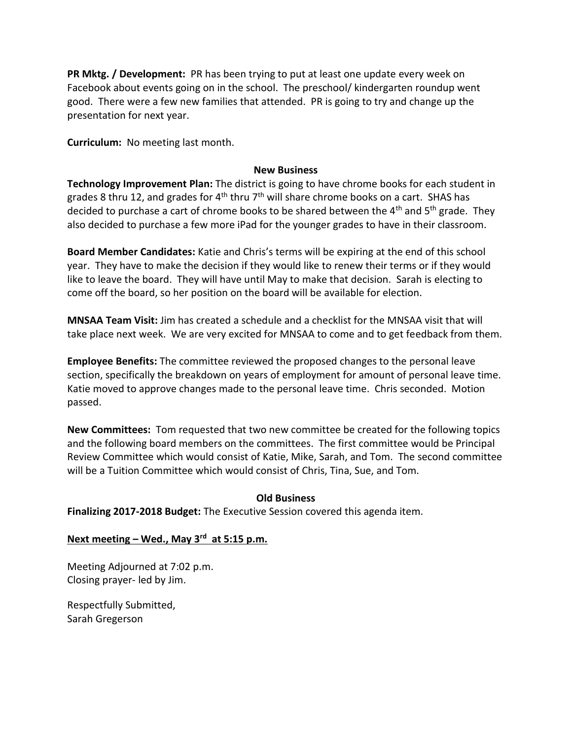**PR Mktg. / Development:** PR has been trying to put at least one update every week on Facebook about events going on in the school. The preschool/ kindergarten roundup went good. There were a few new families that attended. PR is going to try and change up the presentation for next year.

**Curriculum:** No meeting last month.

## New Business

**Technology Improvement Plan:** The district is going to have chrome books for each student in grades 8 thru 12, and grades for 4th thru 7th will share chrome books on a cart. SHAS has decided to purchase a cart of chrome books to be shared between the 4th and 5th grade. They also decided to purchase a few more iPad for the younger grades to have in their classroom.

**Board Member Candidates:** Katie and Chris's terms will be expiring at the end of this school year. They have to make the decision if they would like to renew their terms or if they would like to leave the board. They will have until May to make that decision. Sarah is electing to come off the board, so her position on the board will be available for election.

**MNSAA Team Visit:** Jim has created a schedule and a checklist for the MNSAA visit that will take place next week. We are very excited for MNSAA to come and to get feedback from them.

**Employee Benefits:** The committee reviewed the proposed changes to the personal leave section, specifically the breakdown on years of employment for amount of personal leave time. Katie moved to approve changes made to the personal leave time. Chris seconded. Motion passed.

**New Committees:** Tom requested that two new committee be created for the following topics and the following board members on the committees. The first committee would be Principal Review Committee which would consist of Katie, Mike, Sarah, and Tom. The second committee will be a Tuition Committee which would consist of Chris, Tina, Sue, and Tom.

## Old Business

**Finalizing 2017-2018 Budget:** The Executive Session covered this agenda item.

**Next meeting – Wed., May 3rd at 5:15 p.m.**

Meeting Adjourned at 7:02 p.m.
Closing prayer- led by Jim.

Respectfully Submitted,
Sarah Gregerson